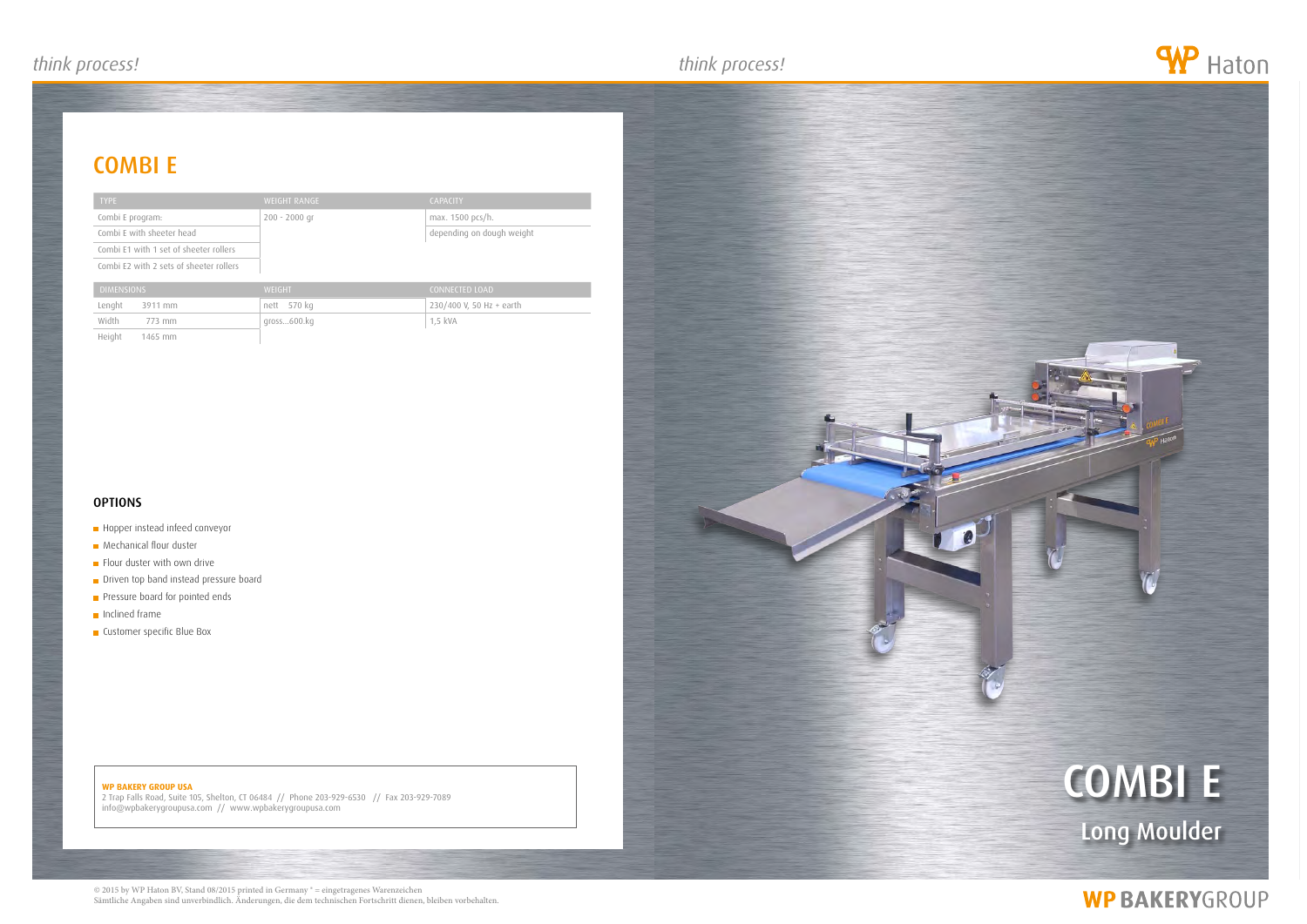# COMBI E

| TYPE | WEIGHT RANGE | CAPACITY |
|---|---|---|
| Combi E program: | 200 - 2000 gr | max. 1500 pcs/h. |
| Combi E with sheeter head | | depending on dough weight |
| Combi E1 with 1 set of sheeter rollers | | |
| Combi E2 with 2 sets of sheeter rollers | | |

| DIMENSIONS | WEIGHT | CONNECTED LOAD |
|---|---|---|
| Lenght 3911 mm | nett 570 kg | 230/400 V, 50 Hz + earth |
| Width 773 mm | gross...600.kg | 1,5 kVA |
| Height 1465 mm | | |

### OPTIONS

- Hopper instead infeed conveyor
- Mechanical flour duster
- Flour duster with own drive
- Driven top band instead pressure board
- Pressure board for pointed ends
- Inclined frame
- Customer specific Blue Box

**WP BAKERY GROUP USA**
2 Trap Falls Road, Suite 105, Shelton, CT 06484 // Phone 203-929-6530 // Fax 203-929-7089
info@wpbakerygroupusa.com // www.wpbakerygroupusa.com

*think process!*

# COMBI E

## Long Moulder

WP BAKERYGROUP

© 2015 by WP Haton BV, Stand 08/2015 printed in Germany ® = eingetragenes Warenzeichen
Sämtliche Angaben sind unverbindlich. Änderungen, die dem technischen Fortschritt dienen, bleiben vorbehalten.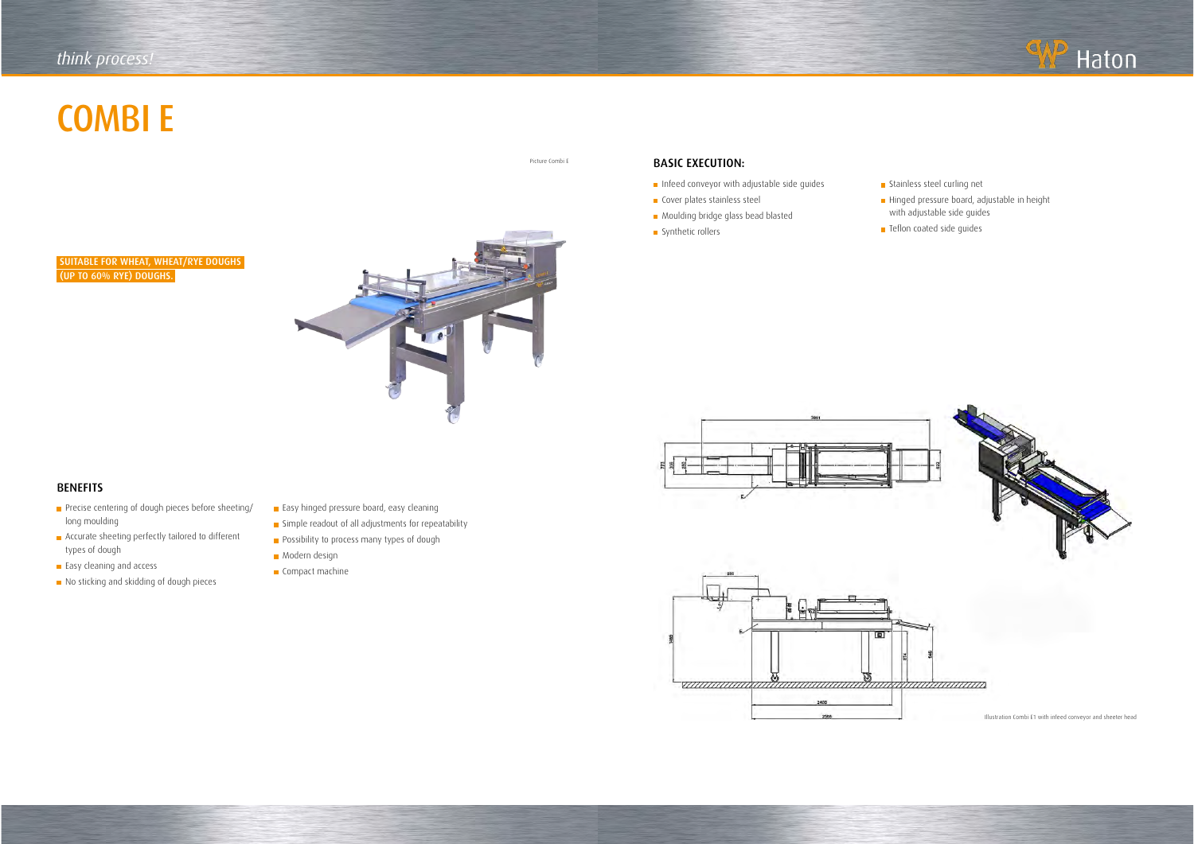# COMBI E

Picture Combi E

**SUITABLE FOR WHEAT, WHEAT/RYE DOUGHS (UP TO 60% RYE) DOUGHS.**

## BASIC EXECUTION:

- Infeed conveyor with adjustable side guides
- Cover plates stainless steel
- Moulding bridge glass bead blasted
- Synthetic rollers
- Stainless steel curling net
- Hinged pressure board, adjustable in height with adjustable side guides
- Teflon coated side guides

## BENEFITS

- Precise centering of dough pieces before sheeting/ long moulding
- Accurate sheeting perfectly tailored to different types of dough
- Easy cleaning and access
- No sticking and skidding of dough pieces
- Easy hinged pressure board, easy cleaning
- Simple readout of all adjustments for repeatability
- Possibility to process many types of dough
- Modern design
- Compact machine

Illustration Combi E1 with infeed conveyor and sheeter head